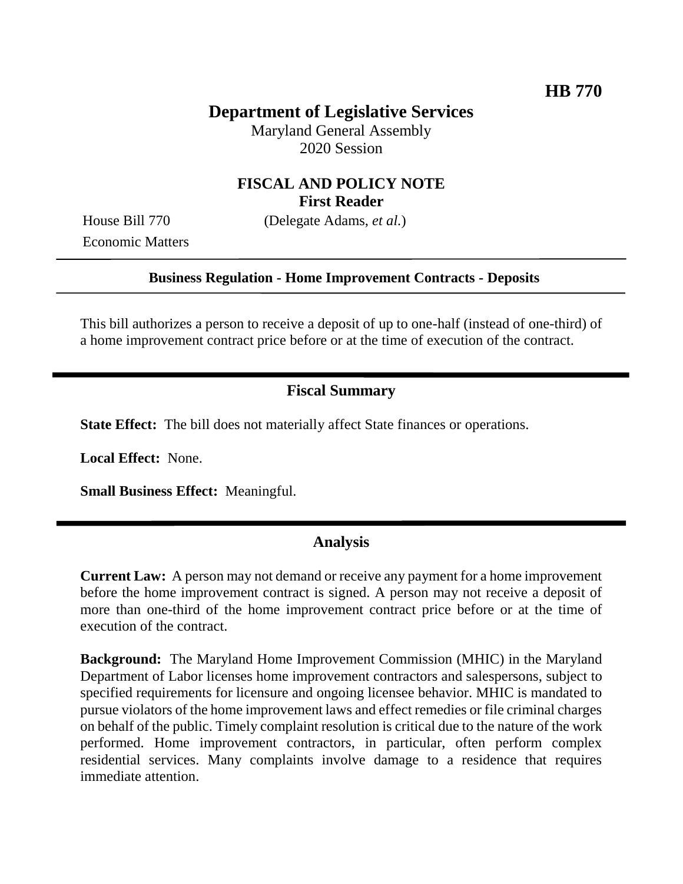**HB 770**

# Department of Legislative Services

Maryland General Assembly
2020 Session

## FISCAL AND POLICY NOTE
**First Reader**

House Bill 770 (Delegate Adams, *et al.*)
Economic Matters

---

**Business Regulation - Home Improvement Contracts - Deposits**

---

This bill authorizes a person to receive a deposit of up to one-half (instead of one-third) of a home improvement contract price before or at the time of execution of the contract.

---

## Fiscal Summary

**State Effect:** The bill does not materially affect State finances or operations.

**Local Effect:** None.

**Small Business Effect:** Meaningful.

---

## Analysis

**Current Law:** A person may not demand or receive any payment for a home improvement before the home improvement contract is signed. A person may not receive a deposit of more than one-third of the home improvement contract price before or at the time of execution of the contract.

**Background:** The Maryland Home Improvement Commission (MHIC) in the Maryland Department of Labor licenses home improvement contractors and salespersons, subject to specified requirements for licensure and ongoing licensee behavior. MHIC is mandated to pursue violators of the home improvement laws and effect remedies or file criminal charges on behalf of the public. Timely complaint resolution is critical due to the nature of the work performed. Home improvement contractors, in particular, often perform complex residential services. Many complaints involve damage to a residence that requires immediate attention.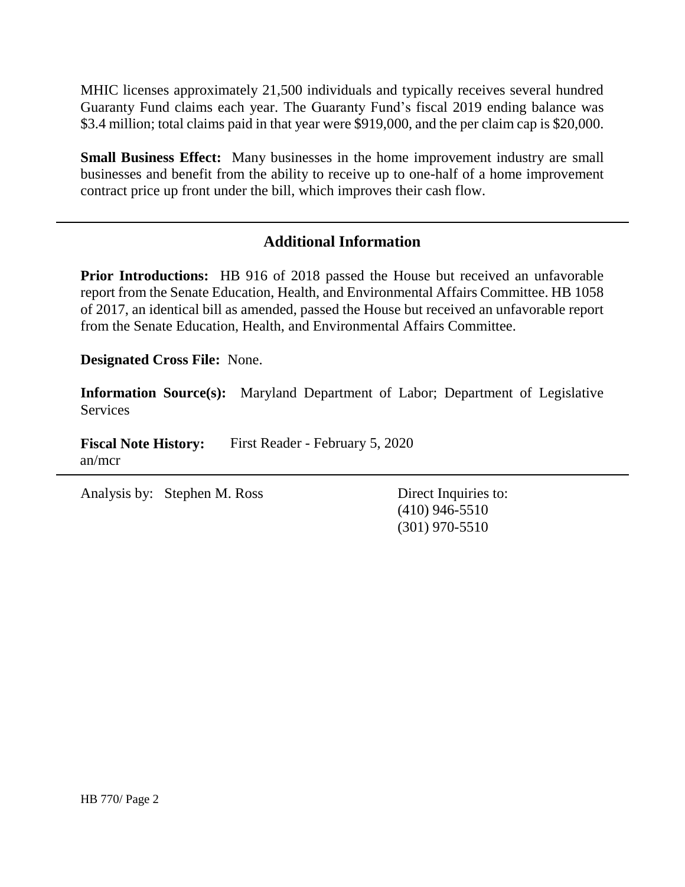MHIC licenses approximately 21,500 individuals and typically receives several hundred Guaranty Fund claims each year. The Guaranty Fund's fiscal 2019 ending balance was $3.4 million; total claims paid in that year were $919,000, and the per claim cap is $20,000.

**Small Business Effect:** Many businesses in the home improvement industry are small businesses and benefit from the ability to receive up to one-half of a home improvement contract price up front under the bill, which improves their cash flow.

## Additional Information

**Prior Introductions:** HB 916 of 2018 passed the House but received an unfavorable report from the Senate Education, Health, and Environmental Affairs Committee. HB 1058 of 2017, an identical bill as amended, passed the House but received an unfavorable report from the Senate Education, Health, and Environmental Affairs Committee.

**Designated Cross File:** None.

**Information Source(s):** Maryland Department of Labor; Department of Legislative Services

**Fiscal Note History:** First Reader - February 5, 2020
an/mcr

Analysis by: Stephen M. Ross

Direct Inquiries to:
(410) 946-5510
(301) 970-5510